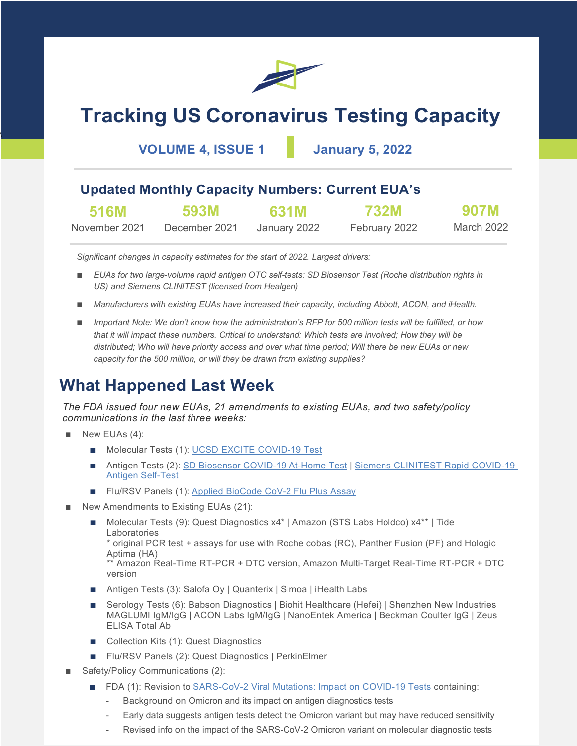# Tracking US Coronavirus Testing Capacity

**VOLUME 4, ISSUE 1** | **January 5, 2022**

## Updated Monthly Capacity Numbers: Current EUA's

| 516M | 593M | 631M | 732M | 907M |
|---|---|---|---|---|
| November 2021 | December 2021 | January 2022 | February 2022 | March 2022 |

*Significant changes in capacity estimates for the start of 2022. Largest drivers:*

- *EUAs for two large-volume rapid antigen OTC self-tests: SD Biosensor Test (Roche distribution rights in US) and Siemens CLINITEST (licensed from Healgen)*
- *Manufacturers with existing EUAs have increased their capacity, including Abbott, ACON, and iHealth.*
- *Important Note: We don't know how the administration's RFP for 500 million tests will be fulfilled, or how that it will impact these numbers. Critical to understand: Which tests are involved; How they will be distributed; Who will have priority access and over what time period; Will there be new EUAs or new capacity for the 500 million, or will they be drawn from existing supplies?*

## What Happened Last Week

*The FDA issued four new EUAs, 21 amendments to existing EUAs, and two safety/policy communications in the last three weeks:*

- New EUAs (4):
  - Molecular Tests (1): UCSD EXCITE COVID-19 Test
  - Antigen Tests (2): SD Biosensor COVID-19 At-Home Test | Siemens CLINITEST Rapid COVID-19 Antigen Self-Test
  - Flu/RSV Panels (1): Applied BioCode CoV-2 Flu Plus Assay
- New Amendments to Existing EUAs (21):
  - Molecular Tests (9): Quest Diagnostics x4* | Amazon (STS Labs Holdco) x4** | Tide Laboratories
    * original PCR test + assays for use with Roche cobas (RC), Panther Fusion (PF) and Hologic Aptima (HA)
    ** Amazon Real-Time RT-PCR + DTC version, Amazon Multi-Target Real-Time RT-PCR + DTC version
  - Antigen Tests (3): Salofa Oy | Quanterix | Simoa | iHealth Labs
  - Serology Tests (6): Babson Diagnostics | Biohit Healthcare (Hefei) | Shenzhen New Industries MAGLUMI IgM/IgG | ACON Labs IgM/IgG | NanoEntek America | Beckman Coulter IgG | Zeus ELISA Total Ab
  - Collection Kits (1): Quest Diagnostics
  - Flu/RSV Panels (2): Quest Diagnostics | PerkinElmer
- Safety/Policy Communications (2):
  - FDA (1): Revision to SARS-CoV-2 Viral Mutations: Impact on COVID-19 Tests containing:
    - Background on Omicron and its impact on antigen diagnostics tests
    - Early data suggests antigen tests detect the Omicron variant but may have reduced sensitivity
    - Revised info on the impact of the SARS-CoV-2 Omicron variant on molecular diagnostic tests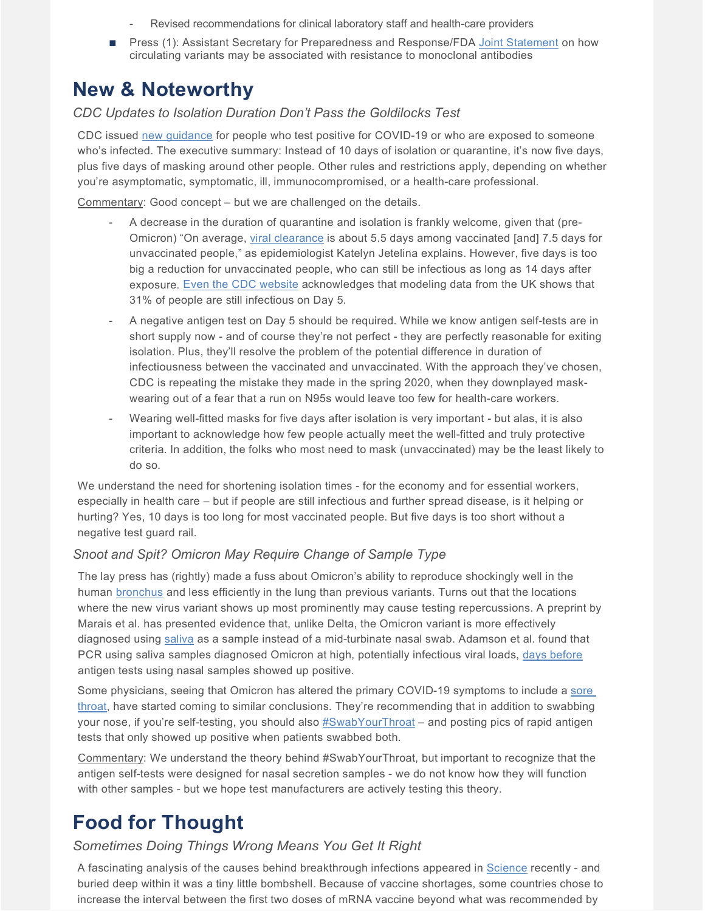- Revised recommendations for clinical laboratory staff and health-care providers
- Press (1): Assistant Secretary for Preparedness and Response/FDA Joint Statement on how circulating variants may be associated with resistance to monoclonal antibodies

# New & Noteworthy

### *CDC Updates to Isolation Duration Don't Pass the Goldilocks Test*

CDC issued new guidance for people who test positive for COVID-19 or who are exposed to someone who's infected. The executive summary: Instead of 10 days of isolation or quarantine, it's now five days, plus five days of masking around other people. Other rules and restrictions apply, depending on whether you're asymptomatic, symptomatic, ill, immunocompromised, or a health-care professional.

Commentary: Good concept – but we are challenged on the details.

- A decrease in the duration of quarantine and isolation is frankly welcome, given that (pre-Omicron) "On average, viral clearance is about 5.5 days among vaccinated [and] 7.5 days for unvaccinated people," as epidemiologist Katelyn Jetelina explains. However, five days is too big a reduction for unvaccinated people, who can still be infectious as long as 14 days after exposure. Even the CDC website acknowledges that modeling data from the UK shows that 31% of people are still infectious on Day 5.
- A negative antigen test on Day 5 should be required. While we know antigen self-tests are in short supply now - and of course they're not perfect - they are perfectly reasonable for exiting isolation. Plus, they'll resolve the problem of the potential difference in duration of infectiousness between the vaccinated and unvaccinated. With the approach they've chosen, CDC is repeating the mistake they made in the spring 2020, when they downplayed mask-wearing out of a fear that a run on N95s would leave too few for health-care workers.
- Wearing well-fitted masks for five days after isolation is very important - but alas, it is also important to acknowledge how few people actually meet the well-fitted and truly protective criteria. In addition, the folks who most need to mask (unvaccinated) may be the least likely to do so.

We understand the need for shortening isolation times - for the economy and for essential workers, especially in health care – but if people are still infectious and further spread disease, is it helping or hurting? Yes, 10 days is too long for most vaccinated people. But five days is too short without a negative test guard rail.

### *Snoot and Spit? Omicron May Require Change of Sample Type*

The lay press has (rightly) made a fuss about Omicron's ability to reproduce shockingly well in the human bronchus and less efficiently in the lung than previous variants. Turns out that the locations where the new virus variant shows up most prominently may cause testing repercussions. A preprint by Marais et al. has presented evidence that, unlike Delta, the Omicron variant is more effectively diagnosed using saliva as a sample instead of a mid-turbinate nasal swab. Adamson et al. found that PCR using saliva samples diagnosed Omicron at high, potentially infectious viral loads, days before antigen tests using nasal samples showed up positive.

Some physicians, seeing that Omicron has altered the primary COVID-19 symptoms to include a sore throat, have started coming to similar conclusions. They're recommending that in addition to swabbing your nose, if you're self-testing, you should also #SwabYourThroat – and posting pics of rapid antigen tests that only showed up positive when patients swabbed both.

Commentary: We understand the theory behind #SwabYourThroat, but important to recognize that the antigen self-tests were designed for nasal secretion samples - we do not know how they will function with other samples - but we hope test manufacturers are actively testing this theory.

# Food for Thought

### *Sometimes Doing Things Wrong Means You Get It Right*

A fascinating analysis of the causes behind breakthrough infections appeared in Science recently - and buried deep within it was a tiny little bombshell. Because of vaccine shortages, some countries chose to increase the interval between the first two doses of mRNA vaccine beyond what was recommended by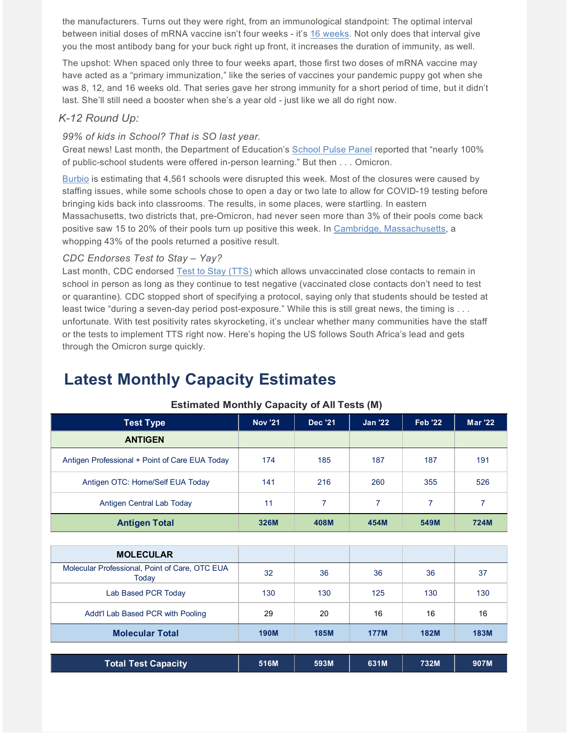the manufacturers. Turns out they were right, from an immunological standpoint: The optimal interval between initial doses of mRNA vaccine isn't four weeks - it's 16 weeks. Not only does that interval give you the most antibody bang for your buck right up front, it increases the duration of immunity, as well.

The upshot: When spaced only three to four weeks apart, those first two doses of mRNA vaccine may have acted as a "primary immunization," like the series of vaccines your pandemic puppy got when she was 8, 12, and 16 weeks old. That series gave her strong immunity for a short period of time, but it didn't last. She'll still need a booster when she's a year old - just like we all do right now.

### *K-12 Round Up:*

*99% of kids in School? That is SO last year.*

Great news! Last month, the Department of Education's School Pulse Panel reported that "nearly 100% of public-school students were offered in-person learning." But then . . . Omicron.

Burbio is estimating that 4,561 schools were disrupted this week. Most of the closures were caused by staffing issues, while some schools chose to open a day or two late to allow for COVID-19 testing before bringing kids back into classrooms. The results, in some places, were startling. In eastern Massachusetts, two districts that, pre-Omicron, had never seen more than 3% of their pools come back positive saw 15 to 20% of their pools turn up positive this week. In Cambridge, Massachusetts, a whopping 43% of the pools returned a positive result.

*CDC Endorses Test to Stay – Yay?*

Last month, CDC endorsed Test to Stay (TTS) which allows unvaccinated close contacts to remain in school in person as long as they continue to test negative (vaccinated close contacts don't need to test or quarantine). CDC stopped short of specifying a protocol, saying only that students should be tested at least twice "during a seven-day period post-exposure." While this is still great news, the timing is . . . unfortunate. With test positivity rates skyrocketing, it's unclear whether many communities have the staff or the tests to implement TTS right now. Here's hoping the US follows South Africa's lead and gets through the Omicron surge quickly.

## Latest Monthly Capacity Estimates

**Estimated Monthly Capacity of All Tests (M)**

| Test Type | Nov '21 | Dec '21 | Jan '22 | Feb '22 | Mar '22 |
|---|---|---|---|---|---|
| **ANTIGEN** | | | | | |
| Antigen Professional + Point of Care EUA Today | 174 | 185 | 187 | 187 | 191 |
| Antigen OTC: Home/Self EUA Today | 141 | 216 | 260 | 355 | 526 |
| Antigen Central Lab Today | 11 | 7 | 7 | 7 | 7 |
| **Antigen Total** | **326M** | **408M** | **454M** | **549M** | **724M** |
| **MOLECULAR** | | | | | |
| Molecular Professional, Point of Care, OTC EUA Today | 32 | 36 | 36 | 36 | 37 |
| Lab Based PCR Today | 130 | 130 | 125 | 130 | 130 |
| Addt'l Lab Based PCR with Pooling | 29 | 20 | 16 | 16 | 16 |
| **Molecular Total** | **190M** | **185M** | **177M** | **182M** | **183M** |
| **Total Test Capacity** | **516M** | **593M** | **631M** | **732M** | **907M** |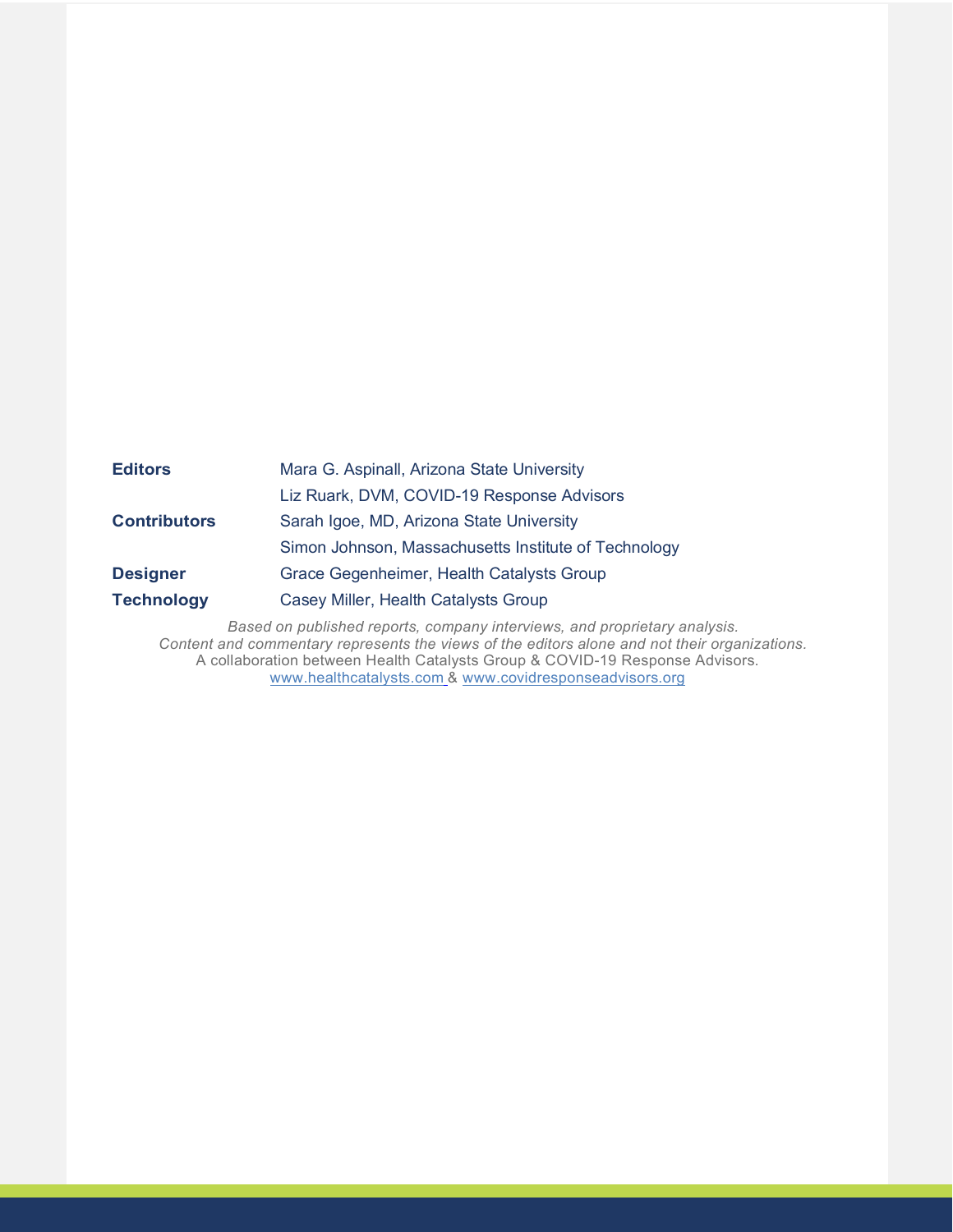| | |
|---|---|
| **Editors** | Mara G. Aspinall, Arizona State University |
| | Liz Ruark, DVM, COVID-19 Response Advisors |
| **Contributors** | Sarah Igoe, MD, Arizona State University |
| | Simon Johnson, Massachusetts Institute of Technology |
| **Designer** | Grace Gegenheimer, Health Catalysts Group |
| **Technology** | Casey Miller, Health Catalysts Group |

*Based on published reports, company interviews, and proprietary analysis.*
*Content and commentary represents the views of the editors alone and not their organizations.*
A collaboration between Health Catalysts Group & COVID-19 Response Advisors.
www.healthcatalysts.com & www.covidresponseadvisors.org